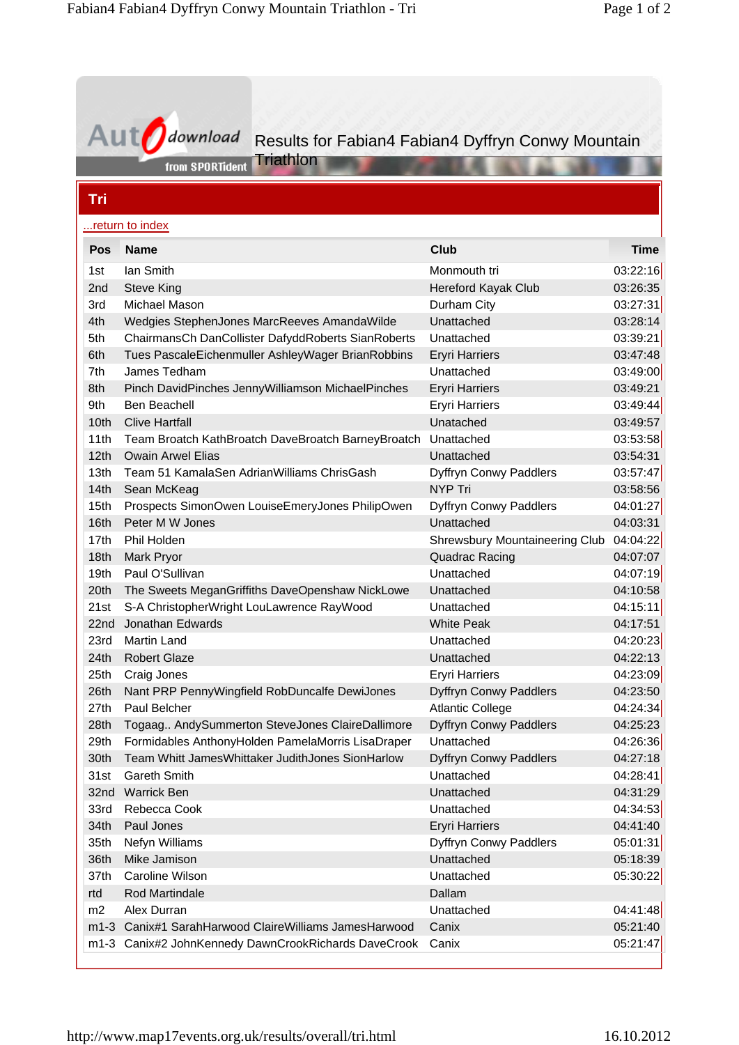# Results for Fabian4 Fabian4 Dyffryn Conwy Mountain Triathlon

## Tri

...return to index

| Pos | Name | Club | Time |
|---|---|---|---|
| 1st | Ian Smith | Monmouth tri | 03:22:16 |
| 2nd | Steve King | Hereford Kayak Club | 03:26:35 |
| 3rd | Michael Mason | Durham City | 03:27:31 |
| 4th | Wedgies StephenJones MarcReeves AmandaWilde | Unattached | 03:28:14 |
| 5th | ChairmansCh DanCollister DafyddRoberts SianRoberts | Unattached | 03:39:21 |
| 6th | Tues PascaleEichenmuller AshleyWager BrianRobbins | Eryri Harriers | 03:47:48 |
| 7th | James Tedham | Unattached | 03:49:00 |
| 8th | Pinch DavidPinches JennyWilliamson MichaelPinches | Eryri Harriers | 03:49:21 |
| 9th | Ben Beachell | Eryri Harriers | 03:49:44 |
| 10th | Clive Hartfall | Unatached | 03:49:57 |
| 11th | Team Broatch KathBroatch DaveBroatch BarneyBroatch | Unattached | 03:53:58 |
| 12th | Owain Arwel Elias | Unattached | 03:54:31 |
| 13th | Team 51 KamalaSen AdrianWilliams ChrisGash | Dyffryn Conwy Paddlers | 03:57:47 |
| 14th | Sean McKeag | NYP Tri | 03:58:56 |
| 15th | Prospects SimonOwen LouiseEmeryJones PhilipOwen | Dyffryn Conwy Paddlers | 04:01:27 |
| 16th | Peter M W Jones | Unattached | 04:03:31 |
| 17th | Phil Holden | Shrewsbury Mountaineering Club | 04:04:22 |
| 18th | Mark Pryor | Quadrac Racing | 04:07:07 |
| 19th | Paul O'Sullivan | Unattached | 04:07:19 |
| 20th | The Sweets MeganGriffiths DaveOpenshaw NickLowe | Unattached | 04:10:58 |
| 21st | S-A ChristopherWright LouLawrence RayWood | Unattached | 04:15:11 |
| 22nd | Jonathan Edwards | White Peak | 04:17:51 |
| 23rd | Martin Land | Unattached | 04:20:23 |
| 24th | Robert Glaze | Unattached | 04:22:13 |
| 25th | Craig Jones | Eryri Harriers | 04:23:09 |
| 26th | Nant PRP PennyWingfield RobDuncalfe DewiJones | Dyffryn Conwy Paddlers | 04:23:50 |
| 27th | Paul Belcher | Atlantic College | 04:24:34 |
| 28th | Togaag.. AndySummerton SteveJones ClaireDallimore | Dyffryn Conwy Paddlers | 04:25:23 |
| 29th | Formidables AnthonyHolden PamelaMorris LisaDraper | Unattached | 04:26:36 |
| 30th | Team Whitt JamesWhittaker JudithJones SionHarlow | Dyffryn Conwy Paddlers | 04:27:18 |
| 31st | Gareth Smith | Unattached | 04:28:41 |
| 32nd | Warrick Ben | Unattached | 04:31:29 |
| 33rd | Rebecca Cook | Unattached | 04:34:53 |
| 34th | Paul Jones | Eryri Harriers | 04:41:40 |
| 35th | Nefyn Williams | Dyffryn Conwy Paddlers | 05:01:31 |
| 36th | Mike Jamison | Unattached | 05:18:39 |
| 37th | Caroline Wilson | Unattached | 05:30:22 |
| rtd | Rod Martindale | Dallam | |
| m2 | Alex Durran | Unattached | 04:41:48 |
| m1-3 | Canix#1 SarahHarwood ClaireWilliams JamesHarwood | Canix | 05:21:40 |
| m1-3 | Canix#2 JohnKennedy DawnCrookRichards DaveCrook | Canix | 05:21:47 |